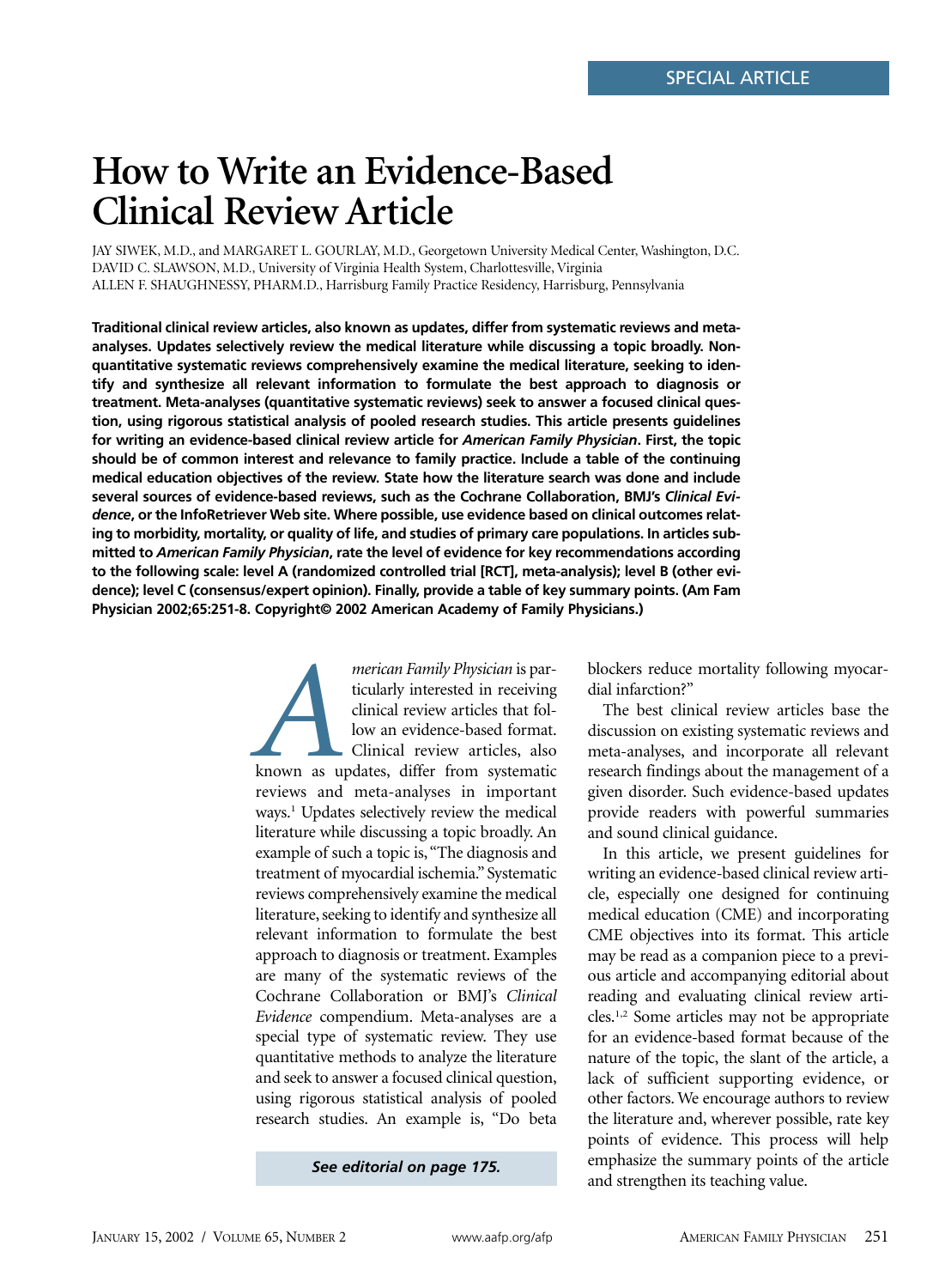SPECIAL ARTICLE

# How to Write an Evidence-Based Clinical Review Article

JAY SIWEK, M.D., and MARGARET L. GOURLAY, M.D., Georgetown University Medical Center, Washington, D.C.
DAVID C. SLAWSON, M.D., University of Virginia Health System, Charlottesville, Virginia
ALLEN F. SHAUGHNESSY, PHARM.D., Harrisburg Family Practice Residency, Harrisburg, Pennsylvania

**Traditional clinical review articles, also known as updates, differ from systematic reviews and meta-analyses. Updates selectively review the medical literature while discussing a topic broadly. Non-quantitative systematic reviews comprehensively examine the medical literature, seeking to identify and synthesize all relevant information to formulate the best approach to diagnosis or treatment. Meta-analyses (quantitative systematic reviews) seek to answer a focused clinical question, using rigorous statistical analysis of pooled research studies. This article presents guidelines for writing an evidence-based clinical review article for *American Family Physician*. First, the topic should be of common interest and relevance to family practice. Include a table of the continuing medical education objectives of the review. State how the literature search was done and include several sources of evidence-based reviews, such as the Cochrane Collaboration, BMJ's *Clinical Evidence*, or the InfoRetriever Web site. Where possible, use evidence based on clinical outcomes relating to morbidity, mortality, or quality of life, and studies of primary care populations. In articles submitted to *American Family Physician*, rate the level of evidence for key recommendations according to the following scale: level A (randomized controlled trial [RCT], meta-analysis); level B (other evidence); level C (consensus/expert opinion). Finally, provide a table of key summary points. (Am Fam Physician 2002;65:251-8. Copyright© 2002 American Academy of Family Physicians.)**

*American Family Physician* is particularly interested in receiving clinical review articles that follow an evidence-based format. Clinical review articles, also known as updates, differ from systematic reviews and meta-analyses in important ways.[1] Updates selectively review the medical literature while discussing a topic broadly. An example of such a topic is, "The diagnosis and treatment of myocardial ischemia." Systematic reviews comprehensively examine the medical literature, seeking to identify and synthesize all relevant information to formulate the best approach to diagnosis or treatment. Examples are many of the systematic reviews of the Cochrane Collaboration or BMJ's *Clinical Evidence* compendium. Meta-analyses are a special type of systematic review. They use quantitative methods to analyze the literature and seek to answer a focused clinical question, using rigorous statistical analysis of pooled research studies. An example is, "Do beta blockers reduce mortality following myocardial infarction?"

*See editorial on page 175.*

The best clinical review articles base the discussion on existing systematic reviews and meta-analyses, and incorporate all relevant research findings about the management of a given disorder. Such evidence-based updates provide readers with powerful summaries and sound clinical guidance.

In this article, we present guidelines for writing an evidence-based clinical review article, especially one designed for continuing medical education (CME) and incorporating CME objectives into its format. This article may be read as a companion piece to a previous article and accompanying editorial about reading and evaluating clinical review articles.[1,2] Some articles may not be appropriate for an evidence-based format because of the nature of the topic, the slant of the article, a lack of sufficient supporting evidence, or other factors. We encourage authors to review the literature and, wherever possible, rate key points of evidence. This process will help emphasize the summary points of the article and strengthen its teaching value.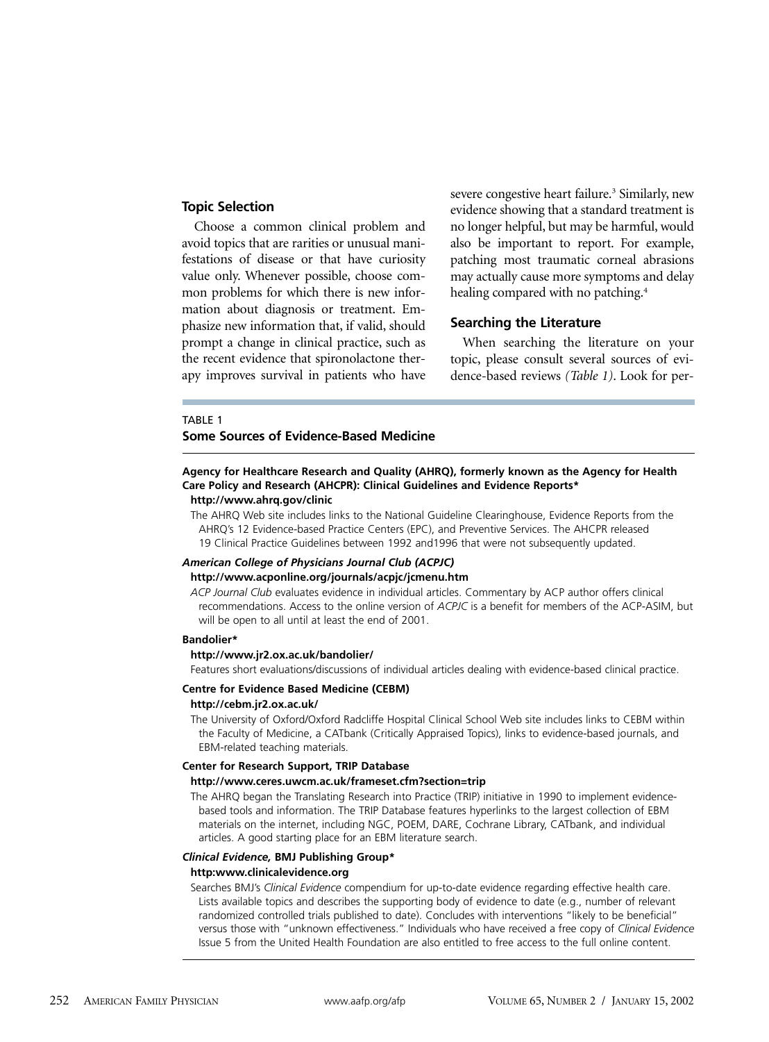## Topic Selection

Choose a common clinical problem and avoid topics that are rarities or unusual manifestations of disease or that have curiosity value only. Whenever possible, choose common problems for which there is new information about diagnosis or treatment. Emphasize new information that, if valid, should prompt a change in clinical practice, such as the recent evidence that spironolactone therapy improves survival in patients who have severe congestive heart failure.[3] Similarly, new evidence showing that a standard treatment is no longer helpful, but may be harmful, would also be important to report. For example, patching most traumatic corneal abrasions may actually cause more symptoms and delay healing compared with no patching.[4]

## Searching the Literature

When searching the literature on your topic, please consult several sources of evidence-based reviews *(Table 1)*. Look for per-

TABLE 1

**Some Sources of Evidence-Based Medicine**

**Agency for Healthcare Research and Quality (AHRQ), formerly known as the Agency for Health Care Policy and Research (AHCPR): Clinical Guidelines and Evidence Reports***
**http://www.ahrq.gov/clinic**

The AHRQ Web site includes links to the National Guideline Clearinghouse, Evidence Reports from the AHRQ's 12 Evidence-based Practice Centers (EPC), and Preventive Services. The AHCPR released 19 Clinical Practice Guidelines between 1992 and1996 that were not subsequently updated.

***American College of Physicians Journal Club (ACPJC)***
**http://www.acponline.org/journals/acpjc/jcmenu.htm**

*ACP Journal Club* evaluates evidence in individual articles. Commentary by ACP author offers clinical recommendations. Access to the online version of *ACPJC* is a benefit for members of the ACP-ASIM, but will be open to all until at least the end of 2001.

**Bandolier***
**http://www.jr2.ox.ac.uk/bandolier/**

Features short evaluations/discussions of individual articles dealing with evidence-based clinical practice.

**Centre for Evidence Based Medicine (CEBM)**
**http://cebm.jr2.ox.ac.uk/**

The University of Oxford/Oxford Radcliffe Hospital Clinical School Web site includes links to CEBM within the Faculty of Medicine, a CATbank (Critically Appraised Topics), links to evidence-based journals, and EBM-related teaching materials.

**Center for Research Support, TRIP Database**
**http://www.ceres.uwcm.ac.uk/frameset.cfm?section=trip**

The AHRQ began the Translating Research into Practice (TRIP) initiative in 1990 to implement evidence-based tools and information. The TRIP Database features hyperlinks to the largest collection of EBM materials on the internet, including NGC, POEM, DARE, Cochrane Library, CATbank, and individual articles. A good starting place for an EBM literature search.

***Clinical Evidence,* BMJ Publishing Group***
**http:www.clinicalevidence.org**

Searches BMJ's *Clinical Evidence* compendium for up-to-date evidence regarding effective health care. Lists available topics and describes the supporting body of evidence to date (e.g., number of relevant randomized controlled trials published to date). Concludes with interventions "likely to be beneficial" versus those with "unknown effectiveness." Individuals who have received a free copy of *Clinical Evidence* Issue 5 from the United Health Foundation are also entitled to free access to the full online content.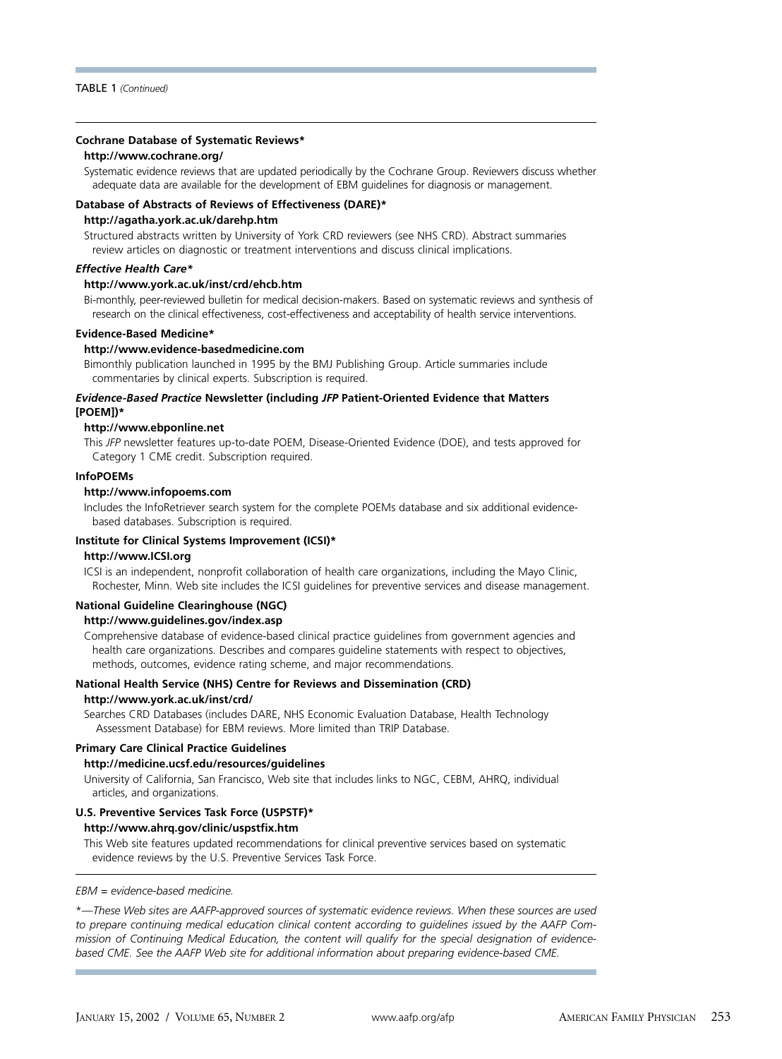TABLE 1 *(Continued)*

**Cochrane Database of Systematic Reviews***

**http://www.cochrane.org/**

Systematic evidence reviews that are updated periodically by the Cochrane Group. Reviewers discuss whether adequate data are available for the development of EBM guidelines for diagnosis or management.

**Database of Abstracts of Reviews of Effectiveness (DARE)***

**http://agatha.york.ac.uk/darehp.htm**

Structured abstracts written by University of York CRD reviewers (see NHS CRD). Abstract summaries review articles on diagnostic or treatment interventions and discuss clinical implications.

***Effective Health Care****

**http://www.york.ac.uk/inst/crd/ehcb.htm**

Bi-monthly, peer-reviewed bulletin for medical decision-makers. Based on systematic reviews and synthesis of research on the clinical effectiveness, cost-effectiveness and acceptability of health service interventions.

**Evidence-Based Medicine***

**http://www.evidence-basedmedicine.com**

Bimonthly publication launched in 1995 by the BMJ Publishing Group. Article summaries include commentaries by clinical experts. Subscription is required.

***Evidence-Based Practice* Newsletter (including *JFP* Patient-Oriented Evidence that Matters [POEM])***

**http://www.ebponline.net**

This *JFP* newsletter features up-to-date POEM, Disease-Oriented Evidence (DOE), and tests approved for Category 1 CME credit. Subscription required.

**InfoPOEMs**

**http://www.infopoems.com**

Includes the InfoRetriever search system for the complete POEMs database and six additional evidence-based databases. Subscription is required.

**Institute for Clinical Systems Improvement (ICSI)***

**http://www.ICSI.org**

ICSI is an independent, nonprofit collaboration of health care organizations, including the Mayo Clinic, Rochester, Minn. Web site includes the ICSI guidelines for preventive services and disease management.

**National Guideline Clearinghouse (NGC)**

**http://www.guidelines.gov/index.asp**

Comprehensive database of evidence-based clinical practice guidelines from government agencies and health care organizations. Describes and compares guideline statements with respect to objectives, methods, outcomes, evidence rating scheme, and major recommendations.

**National Health Service (NHS) Centre for Reviews and Dissemination (CRD)**

**http://www.york.ac.uk/inst/crd/**

Searches CRD Databases (includes DARE, NHS Economic Evaluation Database, Health Technology Assessment Database) for EBM reviews. More limited than TRIP Database.

**Primary Care Clinical Practice Guidelines**

**http://medicine.ucsf.edu/resources/guidelines**

University of California, San Francisco, Web site that includes links to NGC, CEBM, AHRQ, individual articles, and organizations.

**U.S. Preventive Services Task Force (USPSTF)***

**http://www.ahrq.gov/clinic/uspstfix.htm**

This Web site features updated recommendations for clinical preventive services based on systematic evidence reviews by the U.S. Preventive Services Task Force.

*EBM = evidence-based medicine.*

**—These Web sites are AAFP-approved sources of systematic evidence reviews. When these sources are used to prepare continuing medical education clinical content according to guidelines issued by the AAFP Commission of Continuing Medical Education, the content will qualify for the special designation of evidence-based CME. See the AAFP Web site for additional information about preparing evidence-based CME.*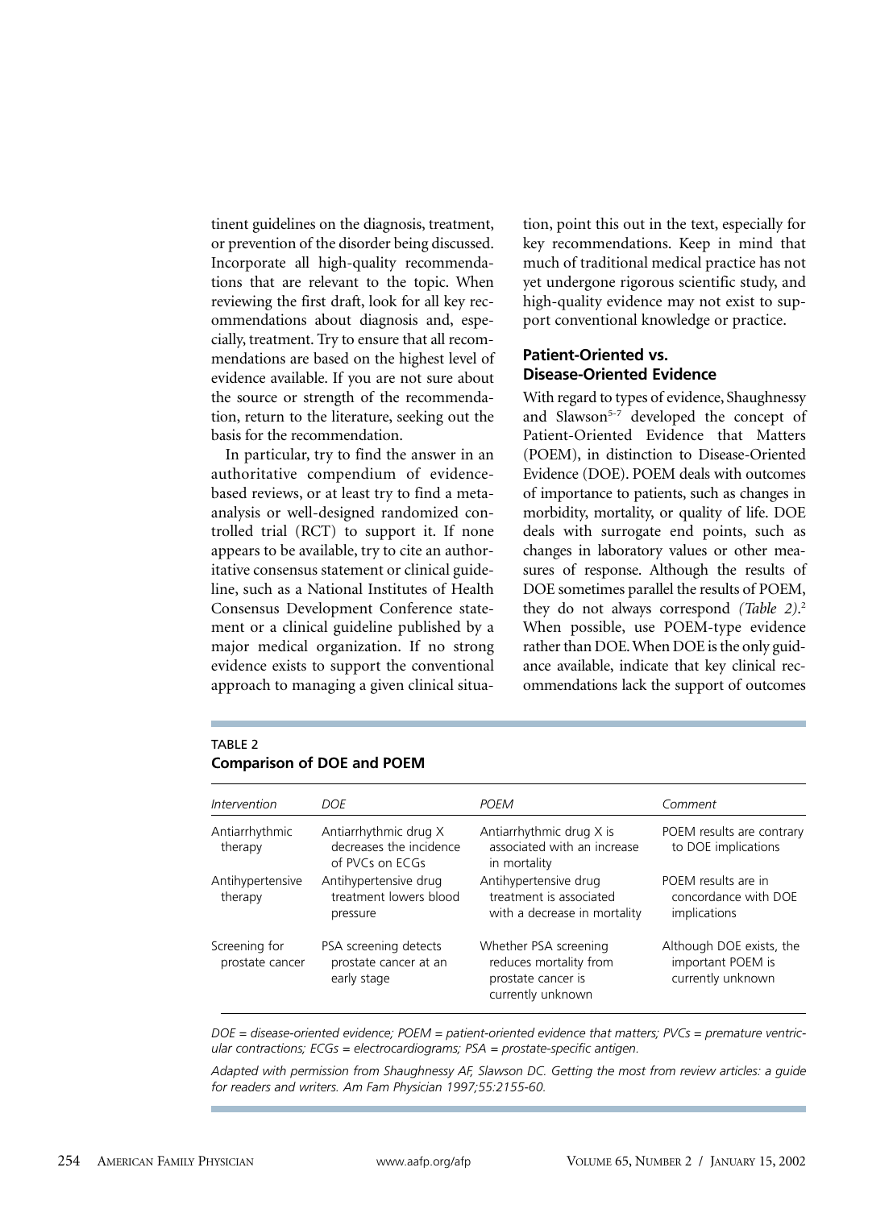tinent guidelines on the diagnosis, treatment, or prevention of the disorder being discussed. Incorporate all high-quality recommendations that are relevant to the topic. When reviewing the first draft, look for all key recommendations about diagnosis and, especially, treatment. Try to ensure that all recommendations are based on the highest level of evidence available. If you are not sure about the source or strength of the recommendation, return to the literature, seeking out the basis for the recommendation.

In particular, try to find the answer in an authoritative compendium of evidence-based reviews, or at least try to find a meta-analysis or well-designed randomized controlled trial (RCT) to support it. If none appears to be available, try to cite an authoritative consensus statement or clinical guideline, such as a National Institutes of Health Consensus Development Conference statement or a clinical guideline published by a major medical organization. If no strong evidence exists to support the conventional approach to managing a given clinical situation, point this out in the text, especially for key recommendations. Keep in mind that much of traditional medical practice has not yet undergone rigorous scientific study, and high-quality evidence may not exist to support conventional knowledge or practice.

### Patient-Oriented vs. Disease-Oriented Evidence

With regard to types of evidence, Shaughnessy and Slawson[5-7] developed the concept of Patient-Oriented Evidence that Matters (POEM), in distinction to Disease-Oriented Evidence (DOE). POEM deals with outcomes of importance to patients, such as changes in morbidity, mortality, or quality of life. DOE deals with surrogate end points, such as changes in laboratory values or other measures of response. Although the results of DOE sometimes parallel the results of POEM, they do not always correspond *(Table 2)*.[2] When possible, use POEM-type evidence rather than DOE. When DOE is the only guidance available, indicate that key clinical recommendations lack the support of outcomes

TABLE 2
**Comparison of DOE and POEM**

| *Intervention* | *DOE* | *POEM* | *Comment* |
|---|---|---|---|
| Antiarrhythmic therapy | Antiarrhythmic drug X decreases the incidence of PVCs on ECGs | Antiarrhythmic drug X is associated with an increase in mortality | POEM results are contrary to DOE implications |
| Antihypertensive therapy | Antihypertensive drug treatment lowers blood pressure | Antihypertensive drug treatment is associated with a decrease in mortality | POEM results are in concordance with DOE implications |
| Screening for prostate cancer | PSA screening detects prostate cancer at an early stage | Whether PSA screening reduces mortality from prostate cancer is currently unknown | Although DOE exists, the important POEM is currently unknown |

*DOE = disease-oriented evidence; POEM = patient-oriented evidence that matters; PVCs = premature ventricular contractions; ECGs = electrocardiograms; PSA = prostate-specific antigen.*

*Adapted with permission from Shaughnessy AF, Slawson DC. Getting the most from review articles: a guide for readers and writers. Am Fam Physician 1997;55:2155-60.*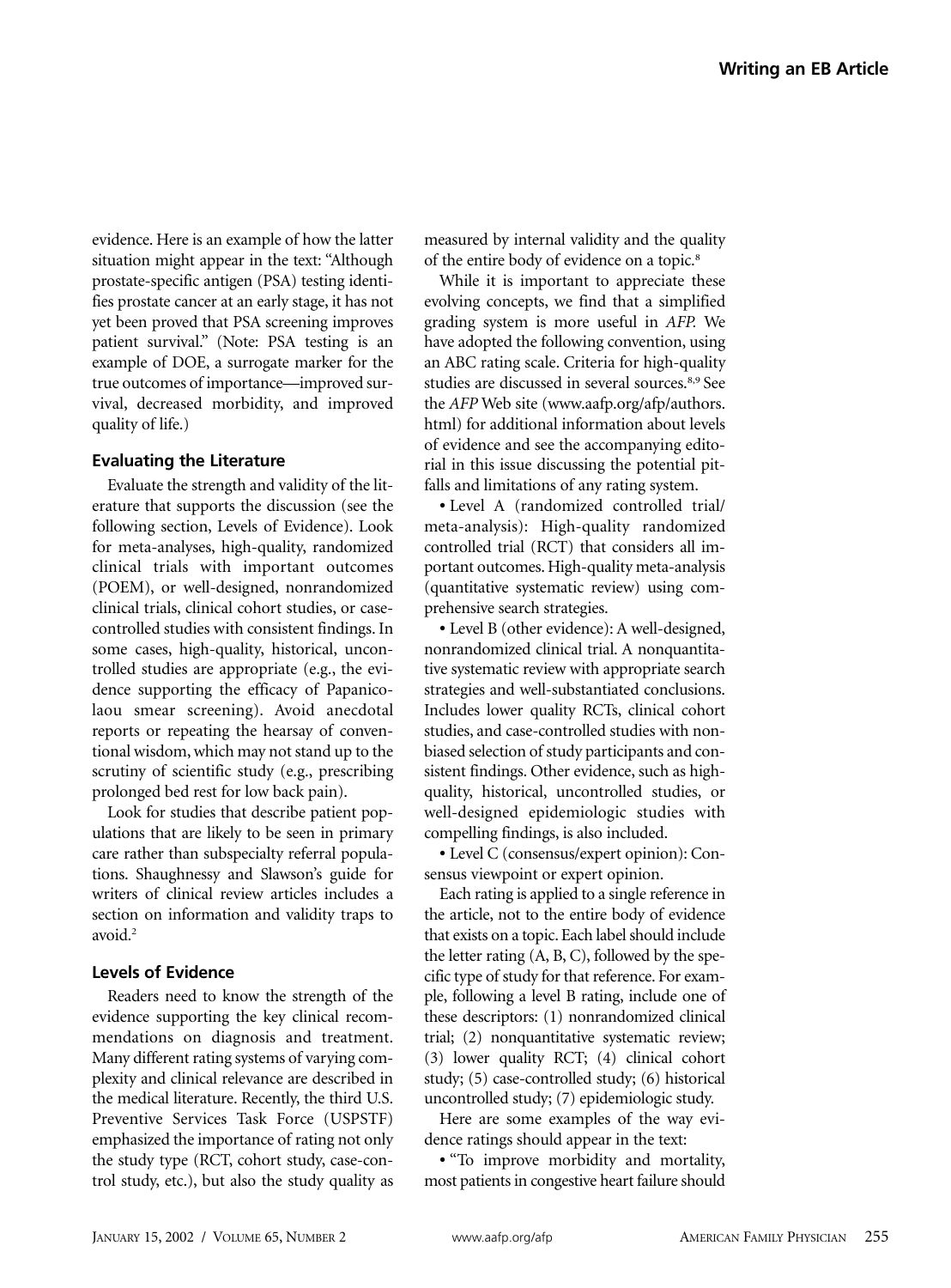evidence. Here is an example of how the latter situation might appear in the text: "Although prostate-specific antigen (PSA) testing identifies prostate cancer at an early stage, it has not yet been proved that PSA screening improves patient survival." (Note: PSA testing is an example of DOE, a surrogate marker for the true outcomes of importance—improved survival, decreased morbidity, and improved quality of life.)

### Evaluating the Literature

Evaluate the strength and validity of the literature that supports the discussion (see the following section, Levels of Evidence). Look for meta-analyses, high-quality, randomized clinical trials with important outcomes (POEM), or well-designed, nonrandomized clinical trials, clinical cohort studies, or case-controlled studies with consistent findings. In some cases, high-quality, historical, uncontrolled studies are appropriate (e.g., the evidence supporting the efficacy of Papanicolaou smear screening). Avoid anecdotal reports or repeating the hearsay of conventional wisdom, which may not stand up to the scrutiny of scientific study (e.g., prescribing prolonged bed rest for low back pain).

Look for studies that describe patient populations that are likely to be seen in primary care rather than subspecialty referral populations. Shaughnessy and Slawson's guide for writers of clinical review articles includes a section on information and validity traps to avoid.[2]

### Levels of Evidence

Readers need to know the strength of the evidence supporting the key clinical recommendations on diagnosis and treatment. Many different rating systems of varying complexity and clinical relevance are described in the medical literature. Recently, the third U.S. Preventive Services Task Force (USPSTF) emphasized the importance of rating not only the study type (RCT, cohort study, case-control study, etc.), but also the study quality as measured by internal validity and the quality of the entire body of evidence on a topic.[8]

While it is important to appreciate these evolving concepts, we find that a simplified grading system is more useful in *AFP.* We have adopted the following convention, using an ABC rating scale. Criteria for high-quality studies are discussed in several sources.[8,9] See the *AFP* Web site (www.aafp.org/afp/authors.html) for additional information about levels of evidence and see the accompanying editorial in this issue discussing the potential pitfalls and limitations of any rating system.

- Level A (randomized controlled trial/meta-analysis): High-quality randomized controlled trial (RCT) that considers all important outcomes. High-quality meta-analysis (quantitative systematic review) using comprehensive search strategies.
- Level B (other evidence): A well-designed, nonrandomized clinical trial. A nonquantitative systematic review with appropriate search strategies and well-substantiated conclusions. Includes lower quality RCTs, clinical cohort studies, and case-controlled studies with nonbiased selection of study participants and consistent findings. Other evidence, such as high-quality, historical, uncontrolled studies, or well-designed epidemiologic studies with compelling findings, is also included.
- Level C (consensus/expert opinion): Consensus viewpoint or expert opinion.

Each rating is applied to a single reference in the article, not to the entire body of evidence that exists on a topic. Each label should include the letter rating (A, B, C), followed by the specific type of study for that reference. For example, following a level B rating, include one of these descriptors: (1) nonrandomized clinical trial; (2) nonquantitative systematic review; (3) lower quality RCT; (4) clinical cohort study; (5) case-controlled study; (6) historical uncontrolled study; (7) epidemiologic study.

Here are some examples of the way evidence ratings should appear in the text:

- "To improve morbidity and mortality, most patients in congestive heart failure should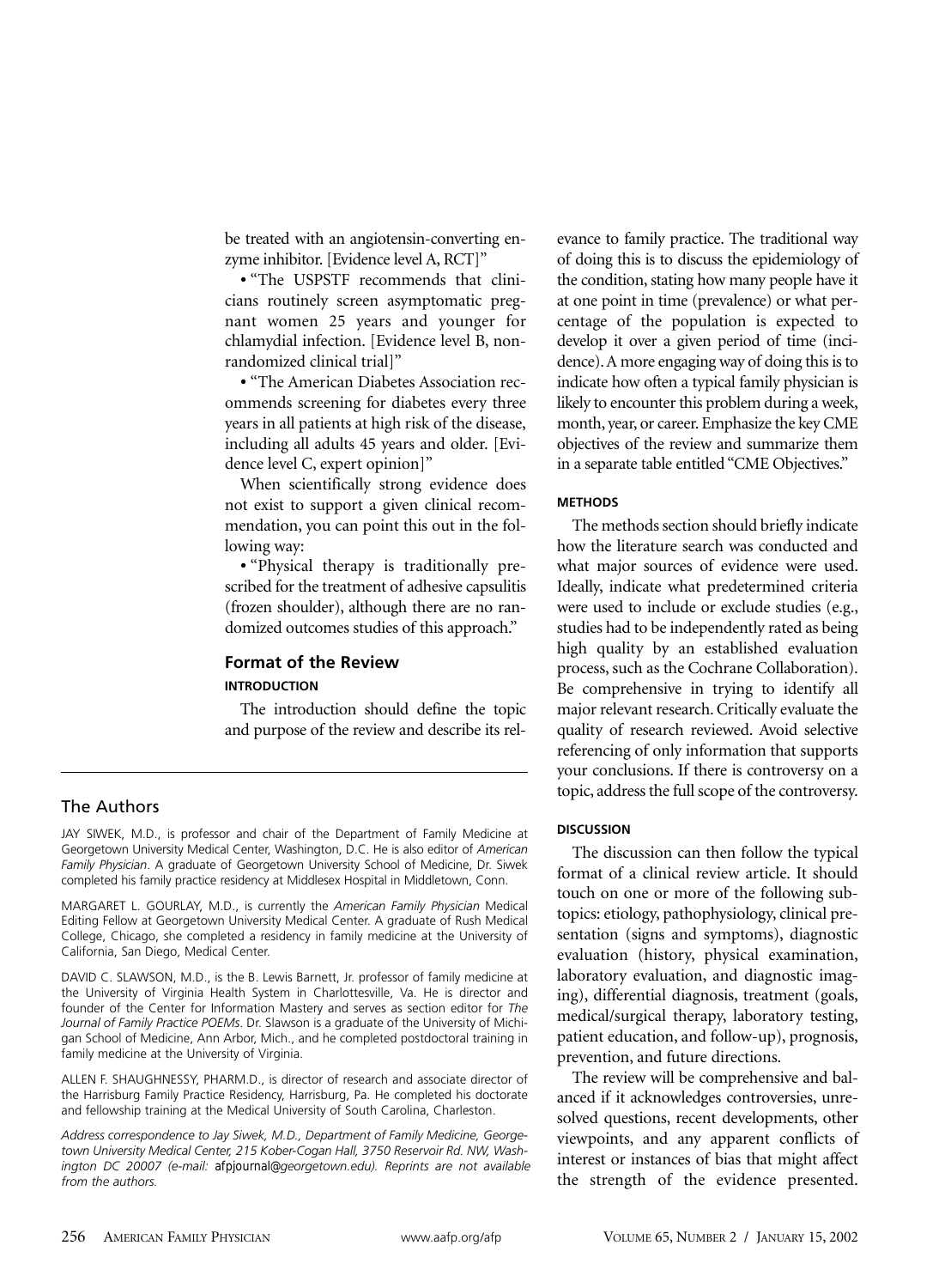be treated with an angiotensin-converting enzyme inhibitor. [Evidence level A, RCT]"

• "The USPSTF recommends that clinicians routinely screen asymptomatic pregnant women 25 years and younger for chlamydial infection. [Evidence level B, nonrandomized clinical trial]"

• "The American Diabetes Association recommends screening for diabetes every three years in all patients at high risk of the disease, including all adults 45 years and older. [Evidence level C, expert opinion]"

When scientifically strong evidence does not exist to support a given clinical recommendation, you can point this out in the following way:

• "Physical therapy is traditionally prescribed for the treatment of adhesive capsulitis (frozen shoulder), although there are no randomized outcomes studies of this approach."

## Format of the Review

### INTRODUCTION

The introduction should define the topic and purpose of the review and describe its relevance to family practice. The traditional way of doing this is to discuss the epidemiology of the condition, stating how many people have it at one point in time (prevalence) or what percentage of the population is expected to develop it over a given period of time (incidence). A more engaging way of doing this is to indicate how often a typical family physician is likely to encounter this problem during a week, month, year, or career. Emphasize the key CME objectives of the review and summarize them in a separate table entitled "CME Objectives."

### METHODS

The methods section should briefly indicate how the literature search was conducted and what major sources of evidence were used. Ideally, indicate what predetermined criteria were used to include or exclude studies (e.g., studies had to be independently rated as being high quality by an established evaluation process, such as the Cochrane Collaboration). Be comprehensive in trying to identify all major relevant research. Critically evaluate the quality of research reviewed. Avoid selective referencing of only information that supports your conclusions. If there is controversy on a topic, address the full scope of the controversy.

### DISCUSSION

The discussion can then follow the typical format of a clinical review article. It should touch on one or more of the following subtopics: etiology, pathophysiology, clinical presentation (signs and symptoms), diagnostic evaluation (history, physical examination, laboratory evaluation, and diagnostic imaging), differential diagnosis, treatment (goals, medical/surgical therapy, laboratory testing, patient education, and follow-up), prognosis, prevention, and future directions.

The review will be comprehensive and balanced if it acknowledges controversies, unresolved questions, recent developments, other viewpoints, and any apparent conflicts of interest or instances of bias that might affect the strength of the evidence presented.

---

## The Authors

JAY SIWEK, M.D., is professor and chair of the Department of Family Medicine at Georgetown University Medical Center, Washington, D.C. He is also editor of *American Family Physician*. A graduate of Georgetown University School of Medicine, Dr. Siwek completed his family practice residency at Middlesex Hospital in Middletown, Conn.

MARGARET L. GOURLAY, M.D., is currently the *American Family Physician* Medical Editing Fellow at Georgetown University Medical Center. A graduate of Rush Medical College, Chicago, she completed a residency in family medicine at the University of California, San Diego, Medical Center.

DAVID C. SLAWSON, M.D., is the B. Lewis Barnett, Jr. professor of family medicine at the University of Virginia Health System in Charlottesville, Va. He is director and founder of the Center for Information Mastery and serves as section editor for *The Journal of Family Practice POEMs*. Dr. Slawson is a graduate of the University of Michigan School of Medicine, Ann Arbor, Mich., and he completed postdoctoral training in family medicine at the University of Virginia.

ALLEN F. SHAUGHNESSY, PHARM.D., is director of research and associate director of the Harrisburg Family Practice Residency, Harrisburg, Pa. He completed his doctorate and fellowship training at the Medical University of South Carolina, Charleston.

*Address correspondence to Jay Siwek, M.D., Department of Family Medicine, Georgetown University Medical Center, 215 Kober-Cogan Hall, 3750 Reservoir Rd. NW, Washington DC 20007 (e-mail:* afpjournal@*georgetown.edu). Reprints are not available from the authors.*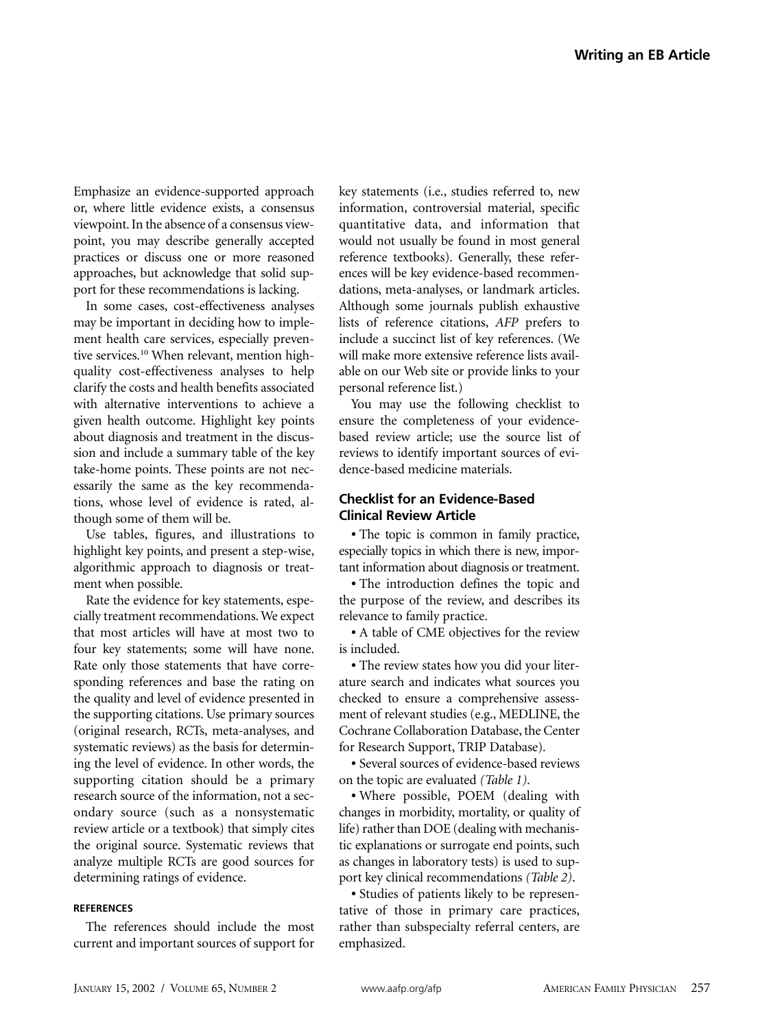Emphasize an evidence-supported approach or, where little evidence exists, a consensus viewpoint. In the absence of a consensus viewpoint, you may describe generally accepted practices or discuss one or more reasoned approaches, but acknowledge that solid support for these recommendations is lacking.

In some cases, cost-effectiveness analyses may be important in deciding how to implement health care services, especially preventive services.[10] When relevant, mention high-quality cost-effectiveness analyses to help clarify the costs and health benefits associated with alternative interventions to achieve a given health outcome. Highlight key points about diagnosis and treatment in the discussion and include a summary table of the key take-home points. These points are not necessarily the same as the key recommendations, whose level of evidence is rated, although some of them will be.

Use tables, figures, and illustrations to highlight key points, and present a step-wise, algorithmic approach to diagnosis or treatment when possible.

Rate the evidence for key statements, especially treatment recommendations. We expect that most articles will have at most two to four key statements; some will have none. Rate only those statements that have corresponding references and base the rating on the quality and level of evidence presented in the supporting citations. Use primary sources (original research, RCTs, meta-analyses, and systematic reviews) as the basis for determining the level of evidence. In other words, the supporting citation should be a primary research source of the information, not a secondary source (such as a nonsystematic review article or a textbook) that simply cites the original source. Systematic reviews that analyze multiple RCTs are good sources for determining ratings of evidence.

#### REFERENCES

The references should include the most current and important sources of support for key statements (i.e., studies referred to, new information, controversial material, specific quantitative data, and information that would not usually be found in most general reference textbooks). Generally, these references will be key evidence-based recommendations, meta-analyses, or landmark articles. Although some journals publish exhaustive lists of reference citations, *AFP* prefers to include a succinct list of key references. (We will make more extensive reference lists available on our Web site or provide links to your personal reference list.)

You may use the following checklist to ensure the completeness of your evidence-based review article; use the source list of reviews to identify important sources of evidence-based medicine materials.

### Checklist for an Evidence-Based Clinical Review Article

- The topic is common in family practice, especially topics in which there is new, important information about diagnosis or treatment.
- The introduction defines the topic and the purpose of the review, and describes its relevance to family practice.
- A table of CME objectives for the review is included.
- The review states how you did your literature search and indicates what sources you checked to ensure a comprehensive assessment of relevant studies (e.g., MEDLINE, the Cochrane Collaboration Database, the Center for Research Support, TRIP Database).
- Several sources of evidence-based reviews on the topic are evaluated *(Table 1)*.
- Where possible, POEM (dealing with changes in morbidity, mortality, or quality of life) rather than DOE (dealing with mechanistic explanations or surrogate end points, such as changes in laboratory tests) is used to support key clinical recommendations *(Table 2)*.
- Studies of patients likely to be representative of those in primary care practices, rather than subspecialty referral centers, are emphasized.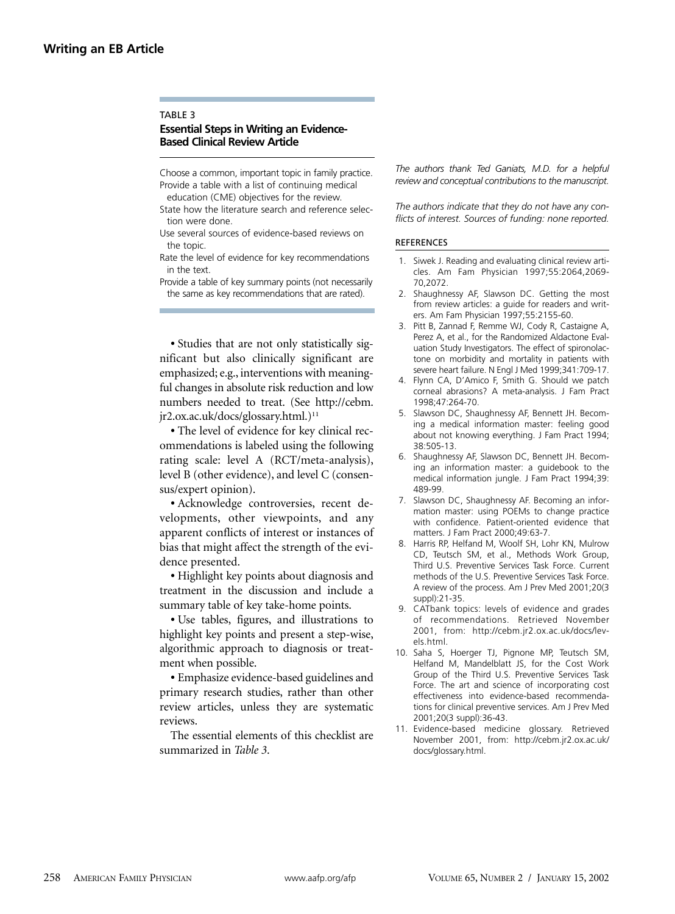## TABLE 3

**Essential Steps in Writing an Evidence-Based Clinical Review Article**

Choose a common, important topic in family practice.

Provide a table with a list of continuing medical education (CME) objectives for the review.

State how the literature search and reference selection were done.

Use several sources of evidence-based reviews on the topic.

Rate the level of evidence for key recommendations in the text.

Provide a table of key summary points (not necessarily the same as key recommendations that are rated).

• Studies that are not only statistically significant but also clinically significant are emphasized; e.g., interventions with meaningful changes in absolute risk reduction and low numbers needed to treat. (See http://cebm.jr2.ox.ac.uk/docs/glossary.html.)[11]

• The level of evidence for key clinical recommendations is labeled using the following rating scale: level A (RCT/meta-analysis), level B (other evidence), and level C (consensus/expert opinion).

• Acknowledge controversies, recent developments, other viewpoints, and any apparent conflicts of interest or instances of bias that might affect the strength of the evidence presented.

• Highlight key points about diagnosis and treatment in the discussion and include a summary table of key take-home points.

• Use tables, figures, and illustrations to highlight key points and present a step-wise, algorithmic approach to diagnosis or treatment when possible.

• Emphasize evidence-based guidelines and primary research studies, rather than other review articles, unless they are systematic reviews.

The essential elements of this checklist are summarized in *Table 3*.

*The authors thank Ted Ganiats, M.D. for a helpful review and conceptual contributions to the manuscript.*

*The authors indicate that they do not have any conflicts of interest. Sources of funding: none reported.*

### REFERENCES

1. Siwek J. Reading and evaluating clinical review articles. Am Fam Physician 1997;55:2064,2069-70,2072.
2. Shaughnessy AF, Slawson DC. Getting the most from review articles: a guide for readers and writers. Am Fam Physician 1997;55:2155-60.
3. Pitt B, Zannad F, Remme WJ, Cody R, Castaigne A, Perez A, et al., for the Randomized Aldactone Evaluation Study Investigators. The effect of spironolactone on morbidity and mortality in patients with severe heart failure. N Engl J Med 1999;341:709-17.
4. Flynn CA, D'Amico F, Smith G. Should we patch corneal abrasions? A meta-analysis. J Fam Pract 1998;47:264-70.
5. Slawson DC, Shaughnessy AF, Bennett JH. Becoming a medical information master: feeling good about not knowing everything. J Fam Pract 1994; 38:505-13.
6. Shaughnessy AF, Slawson DC, Bennett JH. Becoming an information master: a guidebook to the medical information jungle. J Fam Pract 1994;39: 489-99.
7. Slawson DC, Shaughnessy AF. Becoming an information master: using POEMs to change practice with confidence. Patient-oriented evidence that matters. J Fam Pract 2000;49:63-7.
8. Harris RP, Helfand M, Woolf SH, Lohr KN, Mulrow CD, Teutsch SM, et al., Methods Work Group, Third U.S. Preventive Services Task Force. Current methods of the U.S. Preventive Services Task Force. A review of the process. Am J Prev Med 2001;20(3 suppl):21-35.
9. CATbank topics: levels of evidence and grades of recommendations. Retrieved November 2001, from: http://cebm.jr2.ox.ac.uk/docs/levels.html.
10. Saha S, Hoerger TJ, Pignone MP, Teutsch SM, Helfand M, Mandelblatt JS, for the Cost Work Group of the Third U.S. Preventive Services Task Force. The art and science of incorporating cost effectiveness into evidence-based recommendations for clinical preventive services. Am J Prev Med 2001;20(3 suppl):36-43.
11. Evidence-based medicine glossary. Retrieved November 2001, from: http://cebm.jr2.ox.ac.uk/docs/glossary.html.